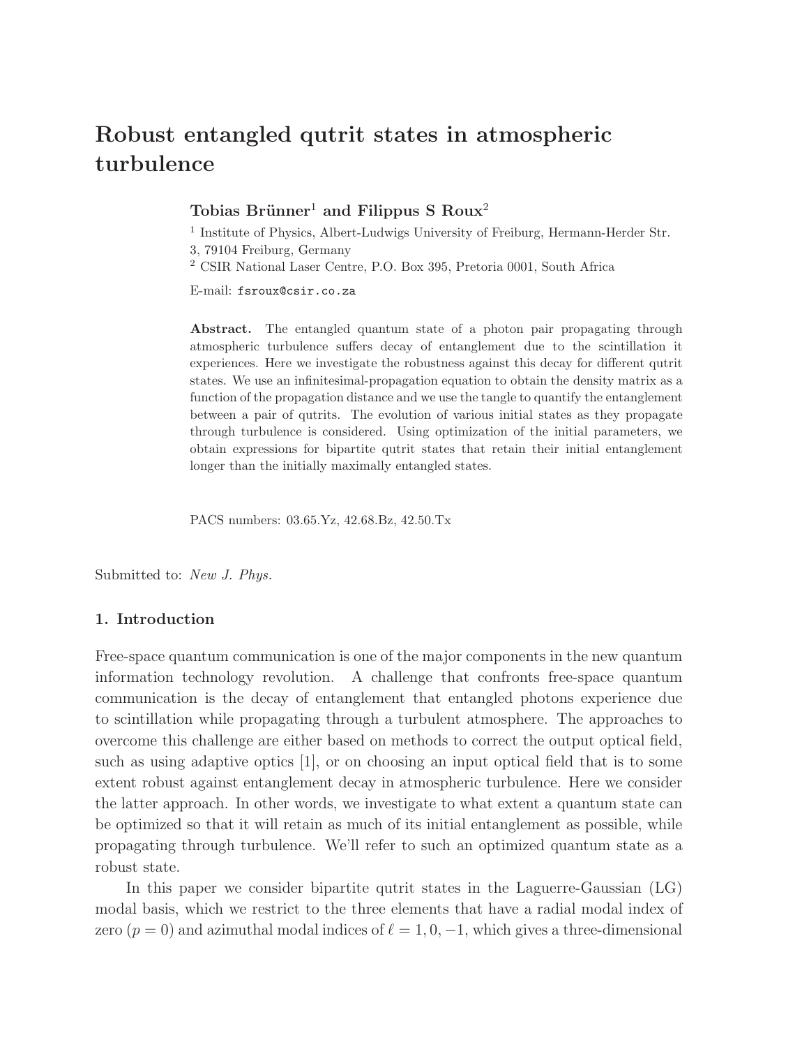# Robust entangled qutrit states in atmospheric turbulence

**Tobias Brünner**[1] **and Filippus S Roux**[2]

[1] Institute of Physics, Albert-Ludwigs University of Freiburg, Hermann-Herder Str. 3, 79104 Freiburg, Germany

[2] CSIR National Laser Centre, P.O. Box 395, Pretoria 0001, South Africa

E-mail: fsroux@csir.co.za

**Abstract.** The entangled quantum state of a photon pair propagating through atmospheric turbulence suffers decay of entanglement due to the scintillation it experiences. Here we investigate the robustness against this decay for different qutrit states. We use an infinitesimal-propagation equation to obtain the density matrix as a function of the propagation distance and we use the tangle to quantify the entanglement between a pair of qutrits. The evolution of various initial states as they propagate through turbulence is considered. Using optimization of the initial parameters, we obtain expressions for bipartite qutrit states that retain their initial entanglement longer than the initially maximally entangled states.

PACS numbers: 03.65.Yz, 42.68.Bz, 42.50.Tx

Submitted to: *New J. Phys.*

## 1. Introduction

Free-space quantum communication is one of the major components in the new quantum information technology revolution. A challenge that confronts free-space quantum communication is the decay of entanglement that entangled photons experience due to scintillation while propagating through a turbulent atmosphere. The approaches to overcome this challenge are either based on methods to correct the output optical field, such as using adaptive optics [1], or on choosing an input optical field that is to some extent robust against entanglement decay in atmospheric turbulence. Here we consider the latter approach. In other words, we investigate to what extent a quantum state can be optimized so that it will retain as much of its initial entanglement as possible, while propagating through turbulence. We'll refer to such an optimized quantum state as a robust state.

In this paper we consider bipartite qutrit states in the Laguerre-Gaussian (LG) modal basis, which we restrict to the three elements that have a radial modal index of zero ($p = 0$) and azimuthal modal indices of $\ell = 1, 0, -1$, which gives a three-dimensional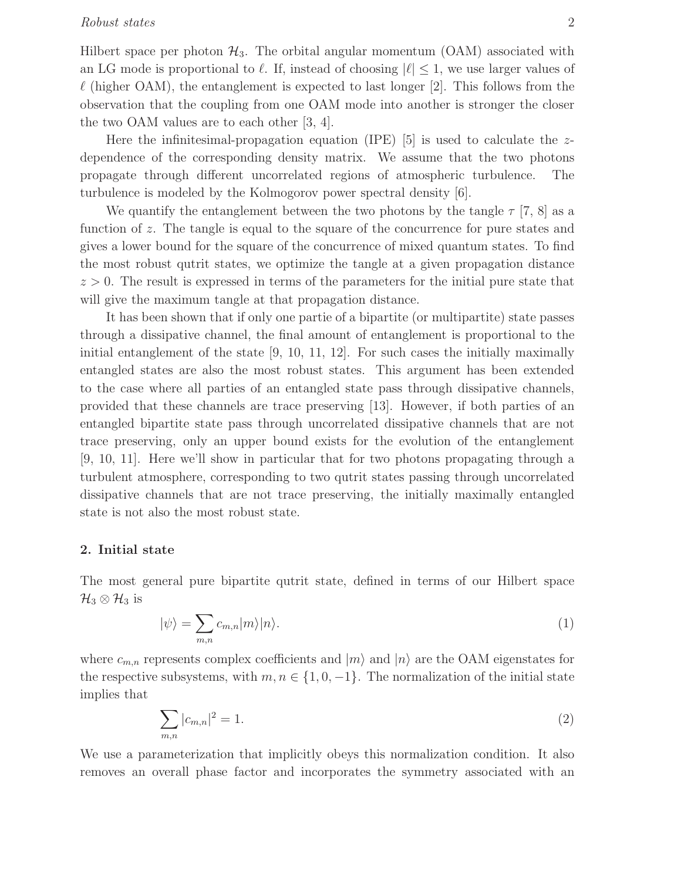Hilbert space per photon $\mathcal{H}_3$. The orbital angular momentum (OAM) associated with an LG mode is proportional to $\ell$. If, instead of choosing $|\ell| \leq 1$, we use larger values of $\ell$ (higher OAM), the entanglement is expected to last longer [2]. This follows from the observation that the coupling from one OAM mode into another is stronger the closer the two OAM values are to each other [3, 4].

Here the infinitesimal-propagation equation (IPE) [5] is used to calculate the $z$-dependence of the corresponding density matrix. We assume that the two photons propagate through different uncorrelated regions of atmospheric turbulence. The turbulence is modeled by the Kolmogorov power spectral density [6].

We quantify the entanglement between the two photons by the tangle $\tau$ [7, 8] as a function of $z$. The tangle is equal to the square of the concurrence for pure states and gives a lower bound for the square of the concurrence of mixed quantum states. To find the most robust qutrit states, we optimize the tangle at a given propagation distance $z > 0$. The result is expressed in terms of the parameters for the initial pure state that will give the maximum tangle at that propagation distance.

It has been shown that if only one partie of a bipartite (or multipartite) state passes through a dissipative channel, the final amount of entanglement is proportional to the initial entanglement of the state [9, 10, 11, 12]. For such cases the initially maximally entangled states are also the most robust states. This argument has been extended to the case where all parties of an entangled state pass through dissipative channels, provided that these channels are trace preserving [13]. However, if both parties of an entangled bipartite state pass through uncorrelated dissipative channels that are not trace preserving, only an upper bound exists for the evolution of the entanglement [9, 10, 11]. Here we'll show in particular that for two photons propagating through a turbulent atmosphere, corresponding to two qutrit states passing through uncorrelated dissipative channels that are not trace preserving, the initially maximally entangled state is not also the most robust state.

## 2. Initial state

The most general pure bipartite qutrit state, defined in terms of our Hilbert space $\mathcal{H}_3 \otimes \mathcal{H}_3$ is

$$|\psi\rangle = \sum_{m,n} c_{m,n} |m\rangle |n\rangle. \tag{1}$$

where $c_{m,n}$ represents complex coefficients and $|m\rangle$ and $|n\rangle$ are the OAM eigenstates for the respective subsystems, with $m, n \in \{1, 0, -1\}$. The normalization of the initial state implies that

$$\sum_{m,n} |c_{m,n}|^2 = 1. \tag{2}$$

We use a parameterization that implicitly obeys this normalization condition. It also removes an overall phase factor and incorporates the symmetry associated with an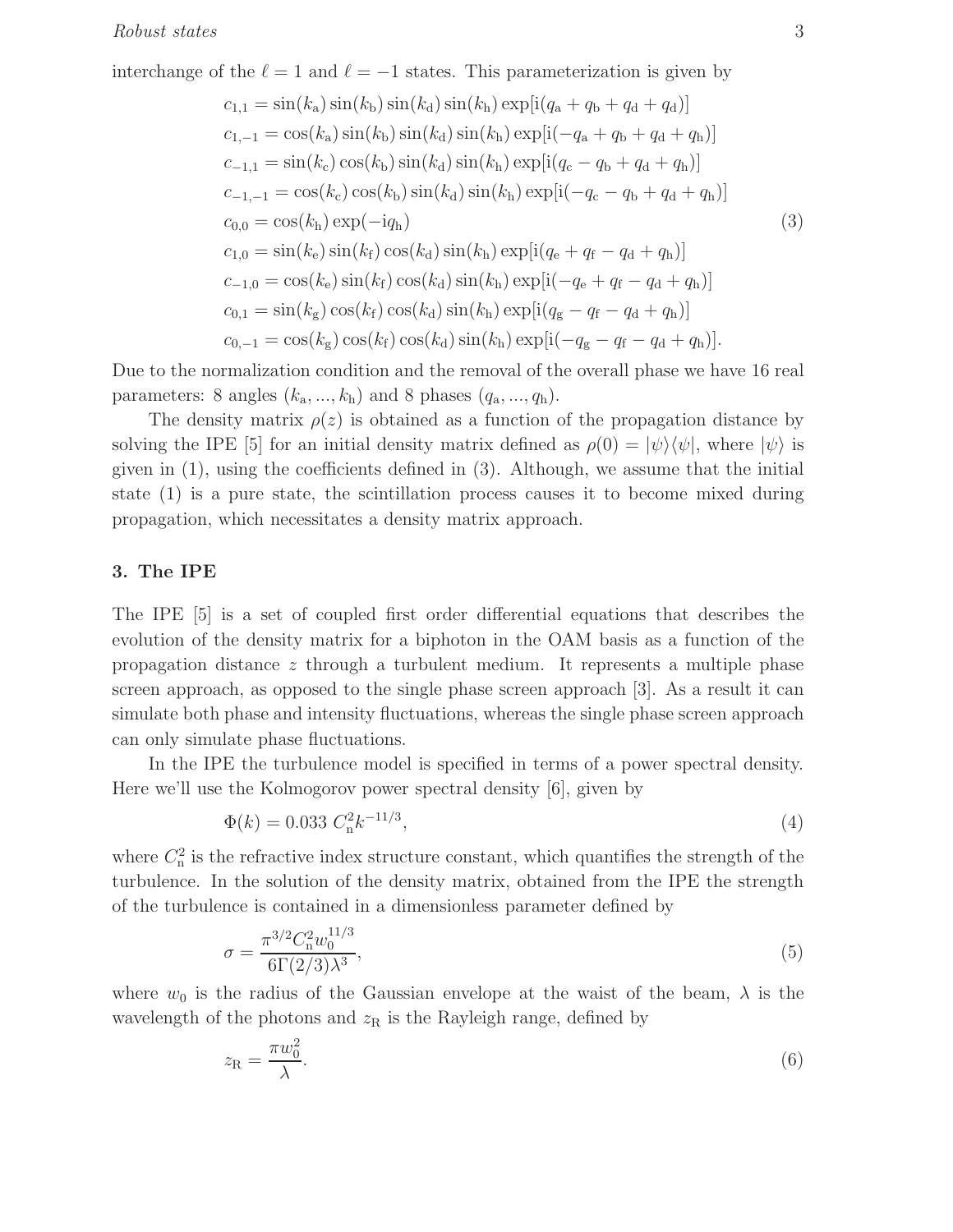interchange of the $\ell = 1$ and $\ell = -1$ states. This parameterization is given by

$$
\begin{aligned}
c_{1,1} &= \sin(k_{\rm a})\sin(k_{\rm b})\sin(k_{\rm d})\sin(k_{\rm h})\exp[{\rm i}(q_{\rm a}+q_{\rm b}+q_{\rm d}+q_{\rm d})] \\
c_{1,-1} &= \cos(k_{\rm a})\sin(k_{\rm b})\sin(k_{\rm d})\sin(k_{\rm h})\exp[{\rm i}(-q_{\rm a}+q_{\rm b}+q_{\rm d}+q_{\rm h})] \\
c_{-1,1} &= \sin(k_{\rm c})\cos(k_{\rm b})\sin(k_{\rm d})\sin(k_{\rm h})\exp[{\rm i}(q_{\rm c}-q_{\rm b}+q_{\rm d}+q_{\rm h})] \\
c_{-1,-1} &= \cos(k_{\rm c})\cos(k_{\rm b})\sin(k_{\rm d})\sin(k_{\rm h})\exp[{\rm i}(-q_{\rm c}-q_{\rm b}+q_{\rm d}+q_{\rm h})] \\
c_{0,0} &= \cos(k_{\rm h})\exp(-{\rm i}q_{\rm h}) \\
c_{1,0} &= \sin(k_{\rm e})\sin(k_{\rm f})\cos(k_{\rm d})\sin(k_{\rm h})\exp[{\rm i}(q_{\rm e}+q_{\rm f}-q_{\rm d}+q_{\rm h})] \\
c_{-1,0} &= \cos(k_{\rm e})\sin(k_{\rm f})\cos(k_{\rm d})\sin(k_{\rm h})\exp[{\rm i}(-q_{\rm e}+q_{\rm f}-q_{\rm d}+q_{\rm h})] \\
c_{0,1} &= \sin(k_{\rm g})\cos(k_{\rm f})\cos(k_{\rm d})\sin(k_{\rm h})\exp[{\rm i}(q_{\rm g}-q_{\rm f}-q_{\rm d}+q_{\rm h})] \\
c_{0,-1} &= \cos(k_{\rm g})\cos(k_{\rm f})\cos(k_{\rm d})\sin(k_{\rm h})\exp[{\rm i}(-q_{\rm g}-q_{\rm f}-q_{\rm d}+q_{\rm h})].
\end{aligned}
\tag{3}
$$

Due to the normalization condition and the removal of the overall phase we have 16 real parameters: 8 angles ($k_{\rm a}, ..., k_{\rm h}$) and 8 phases ($q_{\rm a}, ..., q_{\rm h}$).

The density matrix $\rho(z)$ is obtained as a function of the propagation distance by solving the IPE [5] for an initial density matrix defined as $\rho(0) = |\psi\rangle\langle\psi|$, where $|\psi\rangle$ is given in (1), using the coefficients defined in (3). Although, we assume that the initial state (1) is a pure state, the scintillation process causes it to become mixed during propagation, which necessitates a density matrix approach.

## 3. The IPE

The IPE [5] is a set of coupled first order differential equations that describes the evolution of the density matrix for a biphoton in the OAM basis as a function of the propagation distance $z$ through a turbulent medium. It represents a multiple phase screen approach, as opposed to the single phase screen approach [3]. As a result it can simulate both phase and intensity fluctuations, whereas the single phase screen approach can only simulate phase fluctuations.

In the IPE the turbulence model is specified in terms of a power spectral density. Here we'll use the Kolmogorov power spectral density [6], given by

$$
\Phi(k) = 0.033\ C_{\rm n}^2 k^{-11/3}, \tag{4}
$$

where $C_{\rm n}^2$ is the refractive index structure constant, which quantifies the strength of the turbulence. In the solution of the density matrix, obtained from the IPE the strength of the turbulence is contained in a dimensionless parameter defined by

$$
\sigma = \frac{\pi^{3/2} C_{\rm n}^2 w_0^{11/3}}{6\Gamma(2/3)\lambda^3}, \tag{5}
$$

where $w_0$ is the radius of the Gaussian envelope at the waist of the beam, $\lambda$ is the wavelength of the photons and $z_{\rm R}$ is the Rayleigh range, defined by

$$
z_{\rm R} = \frac{\pi w_0^2}{\lambda}. \tag{6}
$$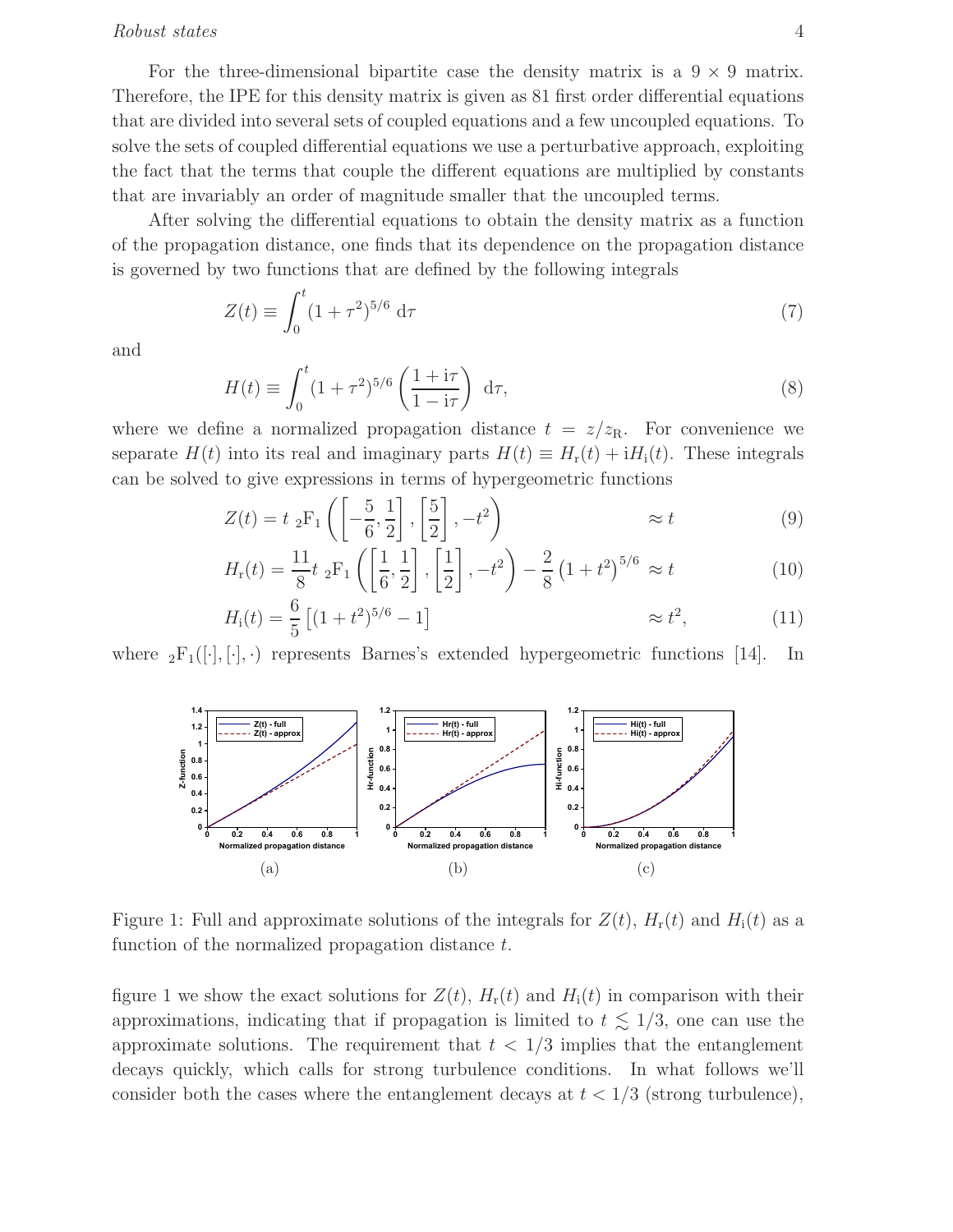For the three-dimensional bipartite case the density matrix is a $9 \times 9$ matrix. Therefore, the IPE for this density matrix is given as 81 first order differential equations that are divided into several sets of coupled equations and a few uncoupled equations. To solve the sets of coupled differential equations we use a perturbative approach, exploiting the fact that the terms that couple the different equations are multiplied by constants that are invariably an order of magnitude smaller that the uncoupled terms.

After solving the differential equations to obtain the density matrix as a function of the propagation distance, one finds that its dependence on the propagation distance is governed by two functions that are defined by the following integrals

$$Z(t) \equiv \int_0^t (1+\tau^2)^{5/6} \, \mathrm{d}\tau \tag{7}$$

and

$$H(t) \equiv \int_0^t (1+\tau^2)^{5/6} \left( \frac{1+\mathrm{i}\tau}{1-\mathrm{i}\tau} \right) \, \mathrm{d}\tau, \tag{8}$$

where we define a normalized propagation distance $t = z/z_{\mathrm{R}}$. For convenience we separate $H(t)$ into its real and imaginary parts $H(t) \equiv H_{\mathrm{r}}(t) + \mathrm{i}H_{\mathrm{i}}(t)$. These integrals can be solved to give expressions in terms of hypergeometric functions

$$Z(t) = t \ {}_2\mathrm{F}_1\left( \left[ -\frac{5}{6}, \frac{1}{2} \right], \left[ \frac{5}{2} \right], -t^2 \right) \qquad \approx t \tag{9}$$

$$H_{\mathrm{r}}(t) = \frac{11}{8} t \ {}_2\mathrm{F}_1\left( \left[ \frac{1}{6}, \frac{1}{2} \right], \left[ \frac{1}{2} \right], -t^2 \right) - \frac{2}{8}\left(1+t^2\right)^{5/6} \approx t \tag{10}$$

$$H_{\mathrm{i}}(t) = \frac{6}{5}\left[ (1+t^2)^{5/6} - 1 \right] \qquad \approx t^2, \tag{11}$$

where ${}_2\mathrm{F}_1([\cdot],[\cdot],\cdot)$ represents Barnes's extended hypergeometric functions [14]. In figure 1 we show the exact solutions for $Z(t)$, $H_{\mathrm{r}}(t)$ and $H_{\mathrm{i}}(t)$ in comparison with their approximations, indicating that if propagation is limited to $t \lesssim 1/3$, one can use the approximate solutions. The requirement that $t < 1/3$ implies that the entanglement decays quickly, which calls for strong turbulence conditions. In what follows we'll consider both the cases where the entanglement decays at $t < 1/3$ (strong turbulence),

(a) (b) (c)

Figure 1: Full and approximate solutions of the integrals for $Z(t)$, $H_{\mathrm{r}}(t)$ and $H_{\mathrm{i}}(t)$ as a function of the normalized propagation distance $t$.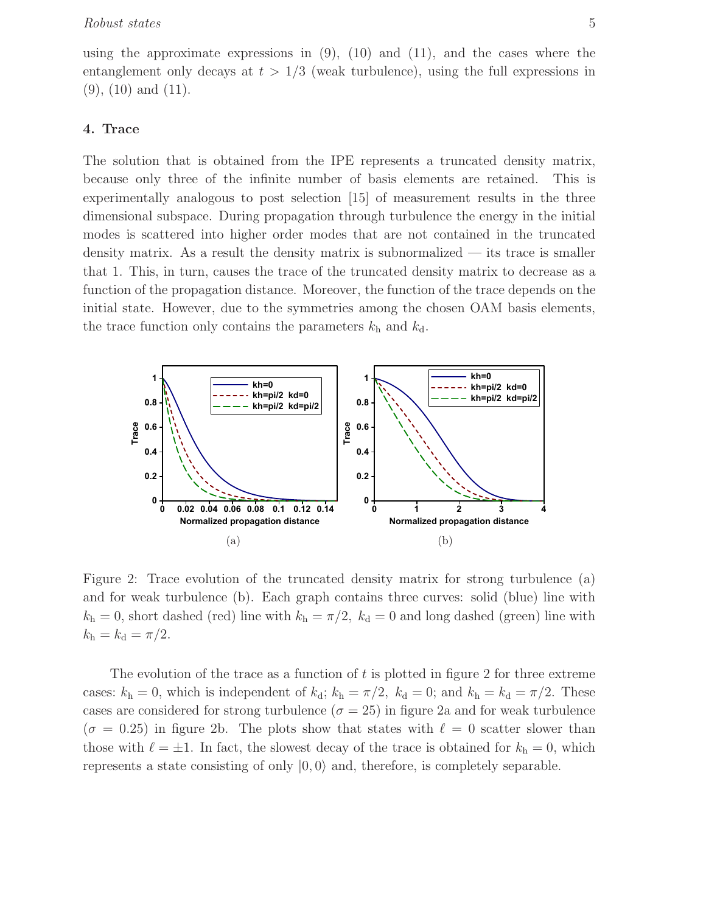using the approximate expressions in (9), (10) and (11), and the cases where the entanglement only decays at $t > 1/3$ (weak turbulence), using the full expressions in (9), (10) and (11).

## 4. Trace

The solution that is obtained from the IPE represents a truncated density matrix, because only three of the infinite number of basis elements are retained. This is experimentally analogous to post selection [15] of measurement results in the three dimensional subspace. During propagation through turbulence the energy in the initial modes is scattered into higher order modes that are not contained in the truncated density matrix. As a result the density matrix is subnormalized — its trace is smaller that 1. This, in turn, causes the trace of the truncated density matrix to decrease as a function of the propagation distance. Moreover, the function of the trace depends on the initial state. However, due to the symmetries among the chosen OAM basis elements, the trace function only contains the parameters $k_{\mathrm{h}}$ and $k_{\mathrm{d}}$.

(a)

(b)

Figure 2: Trace evolution of the truncated density matrix for strong turbulence (a) and for weak turbulence (b). Each graph contains three curves: solid (blue) line with $k_{\mathrm{h}} = 0$, short dashed (red) line with $k_{\mathrm{h}} = \pi/2,\ k_{\mathrm{d}} = 0$ and long dashed (green) line with $k_{\mathrm{h}} = k_{\mathrm{d}} = \pi/2$.

The evolution of the trace as a function of $t$ is plotted in figure 2 for three extreme cases: $k_{\mathrm{h}} = 0$, which is independent of $k_{\mathrm{d}}$; $k_{\mathrm{h}} = \pi/2,\ k_{\mathrm{d}} = 0$; and $k_{\mathrm{h}} = k_{\mathrm{d}} = \pi/2$. These cases are considered for strong turbulence ($\sigma = 25$) in figure 2a and for weak turbulence ($\sigma = 0.25$) in figure 2b. The plots show that states with $\ell = 0$ scatter slower than those with $\ell = \pm 1$. In fact, the slowest decay of the trace is obtained for $k_{\mathrm{h}} = 0$, which represents a state consisting of only $|0, 0\rangle$ and, therefore, is completely separable.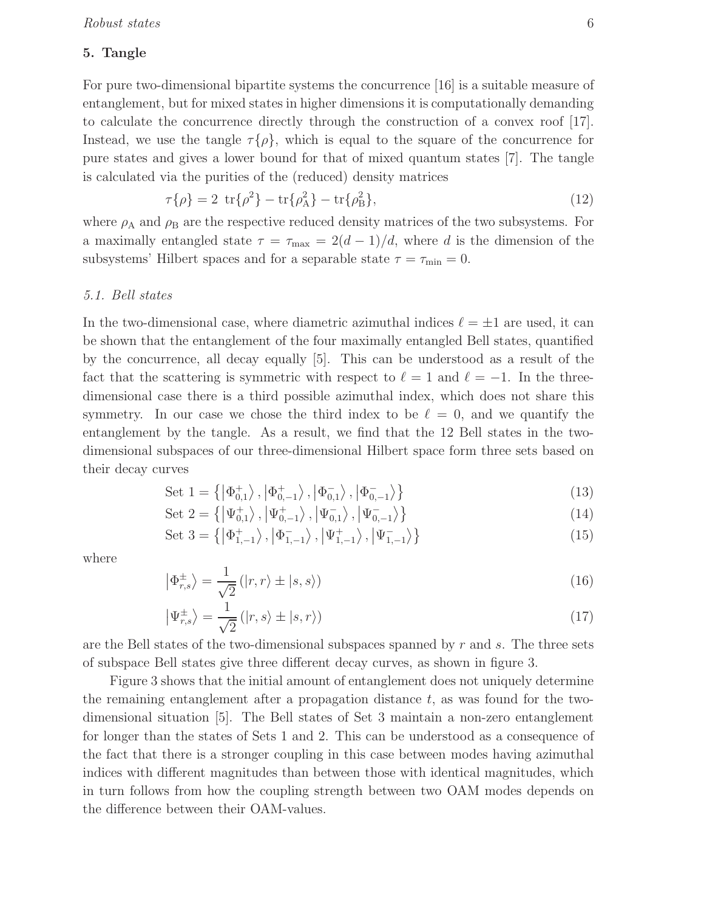## 5. Tangle

For pure two-dimensional bipartite systems the concurrence [16] is a suitable measure of entanglement, but for mixed states in higher dimensions it is computationally demanding to calculate the concurrence directly through the construction of a convex roof [17]. Instead, we use the tangle $\tau\{\rho\}$, which is equal to the square of the concurrence for pure states and gives a lower bound for that of mixed quantum states [7]. The tangle is calculated via the purities of the (reduced) density matrices

$$\tau\{\rho\} = 2\ \mathrm{tr}\{\rho^2\} - \mathrm{tr}\{\rho_{\mathrm{A}}^2\} - \mathrm{tr}\{\rho_{\mathrm{B}}^2\}, \tag{12}$$

where $\rho_{\mathrm{A}}$ and $\rho_{\mathrm{B}}$ are the respective reduced density matrices of the two subsystems. For a maximally entangled state $\tau = \tau_{\max} = 2(d-1)/d$, where $d$ is the dimension of the subsystems' Hilbert spaces and for a separable state $\tau = \tau_{\min} = 0$.

### 5.1. Bell states

In the two-dimensional case, where diametric azimuthal indices $\ell = \pm 1$ are used, it can be shown that the entanglement of the four maximally entangled Bell states, quantified by the concurrence, all decay equally [5]. This can be understood as a result of the fact that the scattering is symmetric with respect to $\ell = 1$ and $\ell = -1$. In the three-dimensional case there is a third possible azimuthal index, which does not share this symmetry. In our case we chose the third index to be $\ell = 0$, and we quantify the entanglement by the tangle. As a result, we find that the 12 Bell states in the two-dimensional subspaces of our three-dimensional Hilbert space form three sets based on their decay curves

$$\text{Set 1} = \left\{ \left|\Phi_{0,1}^{+}\right\rangle, \left|\Phi_{0,-1}^{+}\right\rangle, \left|\Phi_{0,1}^{-}\right\rangle, \left|\Phi_{0,-1}^{-}\right\rangle \right\} \tag{13}$$

$$\text{Set 2} = \left\{ \left|\Psi_{0,1}^{+}\right\rangle, \left|\Psi_{0,-1}^{+}\right\rangle, \left|\Psi_{0,1}^{-}\right\rangle, \left|\Psi_{0,-1}^{-}\right\rangle \right\} \tag{14}$$

$$\text{Set 3} = \left\{ \left|\Phi_{1,-1}^{+}\right\rangle, \left|\Phi_{1,-1}^{-}\right\rangle, \left|\Psi_{1,-1}^{+}\right\rangle, \left|\Psi_{1,-1}^{-}\right\rangle \right\} \tag{15}$$

where

$$\left|\Phi_{r,s}^{\pm}\right\rangle = \frac{1}{\sqrt{2}} \left( |r,r\rangle \pm |s,s\rangle \right) \tag{16}$$

$$\left|\Psi_{r,s}^{\pm}\right\rangle = \frac{1}{\sqrt{2}} \left( |r,s\rangle \pm |s,r\rangle \right) \tag{17}$$

are the Bell states of the two-dimensional subspaces spanned by $r$ and $s$. The three sets of subspace Bell states give three different decay curves, as shown in figure 3.

Figure 3 shows that the initial amount of entanglement does not uniquely determine the remaining entanglement after a propagation distance $t$, as was found for the two-dimensional situation [5]. The Bell states of Set 3 maintain a non-zero entanglement for longer than the states of Sets 1 and 2. This can be understood as a consequence of the fact that there is a stronger coupling in this case between modes having azimuthal indices with different magnitudes than between those with identical magnitudes, which in turn follows from how the coupling strength between two OAM modes depends on the difference between their OAM-values.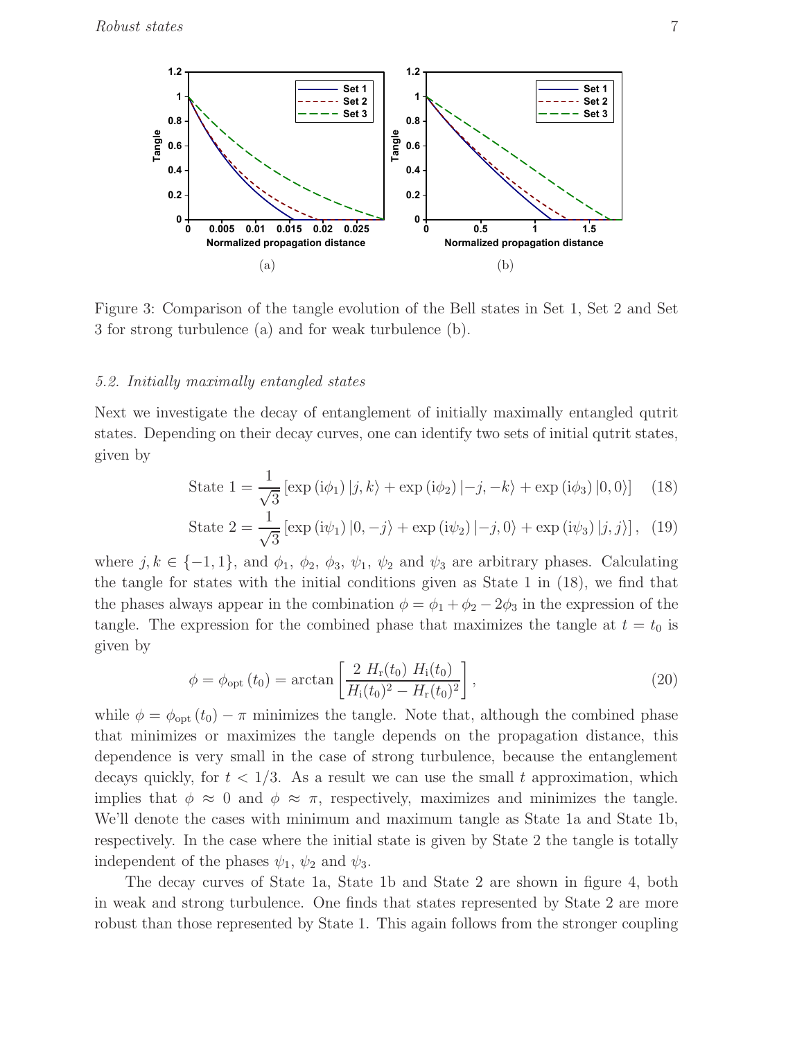Figure 3: Comparison of the tangle evolution of the Bell states in Set 1, Set 2 and Set 3 for strong turbulence (a) and for weak turbulence (b).

### 5.2. *Initially maximally entangled states*

Next we investigate the decay of entanglement of initially maximally entangled qutrit states. Depending on their decay curves, one can identify two sets of initial qutrit states, given by

$$\text{State 1} = \frac{1}{\sqrt{3}}\left[\exp\left(\mathrm{i}\phi_1\right)|j,k\rangle + \exp\left(\mathrm{i}\phi_2\right)|-j,-k\rangle + \exp\left(\mathrm{i}\phi_3\right)|0,0\rangle\right] \quad (18)$$

$$\text{State 2} = \frac{1}{\sqrt{3}}\left[\exp\left(\mathrm{i}\psi_1\right)|0,-j\rangle + \exp\left(\mathrm{i}\psi_2\right)|-j,0\rangle + \exp\left(\mathrm{i}\psi_3\right)|j,j\rangle\right], \quad (19)$$

where $j,k \in \{-1,1\}$, and $\phi_1$, $\phi_2$, $\phi_3$, $\psi_1$, $\psi_2$ and $\psi_3$ are arbitrary phases. Calculating the tangle for states with the initial conditions given as State 1 in (18), we find that the phases always appear in the combination $\phi = \phi_1 + \phi_2 - 2\phi_3$ in the expression of the tangle. The expression for the combined phase that maximizes the tangle at $t = t_0$ is given by

$$\phi = \phi_{\mathrm{opt}}\left(t_0\right) = \arctan\left[\frac{2\ H_{\mathrm{r}}(t_0)\ H_{\mathrm{i}}(t_0)}{H_{\mathrm{i}}(t_0)^2 - H_{\mathrm{r}}(t_0)^2}\right], \quad (20)$$

while $\phi = \phi_{\mathrm{opt}}\left(t_0\right) - \pi$ minimizes the tangle. Note that, although the combined phase that minimizes or maximizes the tangle depends on the propagation distance, this dependence is very small in the case of strong turbulence, because the entanglement decays quickly, for $t < 1/3$. As a result we can use the small $t$ approximation, which implies that $\phi \approx 0$ and $\phi \approx \pi$, respectively, maximizes and minimizes the tangle. We'll denote the cases with minimum and maximum tangle as State 1a and State 1b, respectively. In the case where the initial state is given by State 2 the tangle is totally independent of the phases $\psi_1$, $\psi_2$ and $\psi_3$.

The decay curves of State 1a, State 1b and State 2 are shown in figure 4, both in weak and strong turbulence. One finds that states represented by State 2 are more robust than those represented by State 1. This again follows from the stronger coupling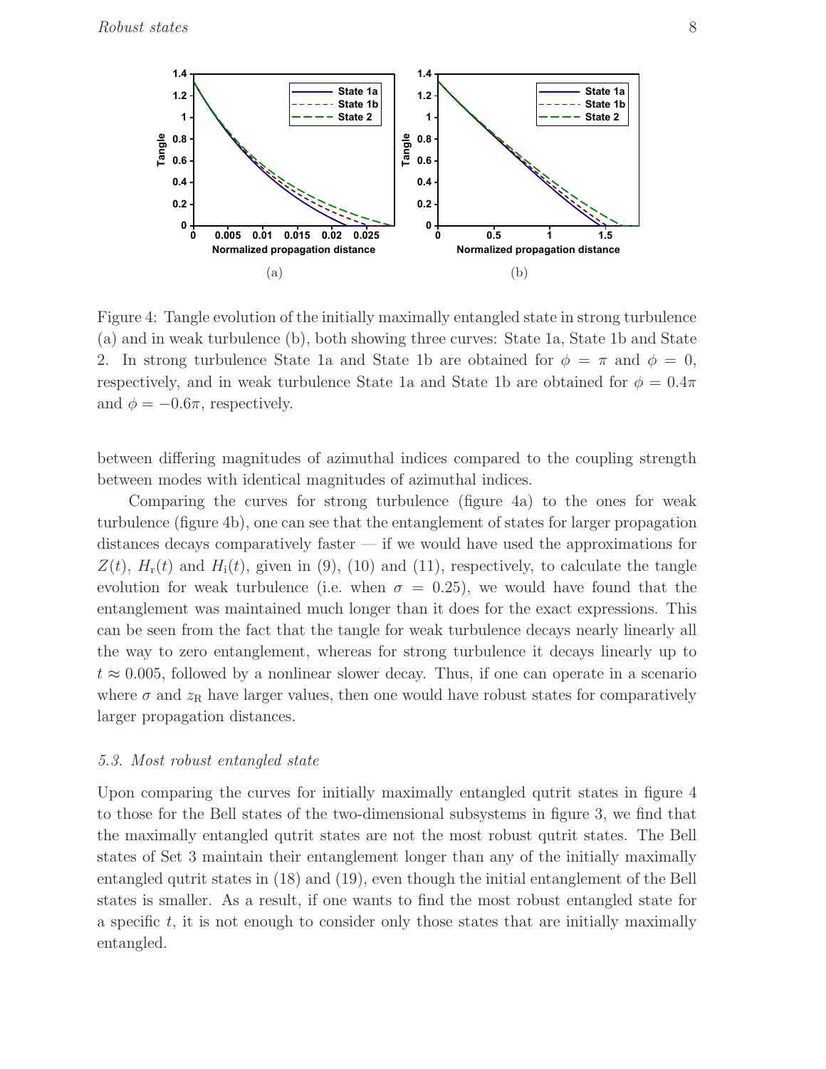Figure 4: Tangle evolution of the initially maximally entangled state in strong turbulence (a) and in weak turbulence (b), both showing three curves: State 1a, State 1b and State 2. In strong turbulence State 1a and State 1b are obtained for $\phi = \pi$ and $\phi = 0$, respectively, and in weak turbulence State 1a and State 1b are obtained for $\phi = 0.4\pi$ and $\phi = -0.6\pi$, respectively.

between differing magnitudes of azimuthal indices compared to the coupling strength between modes with identical magnitudes of azimuthal indices.

Comparing the curves for strong turbulence (figure 4a) to the ones for weak turbulence (figure 4b), one can see that the entanglement of states for larger propagation distances decays comparatively faster — if we would have used the approximations for $Z(t)$, $H_{\rm r}(t)$ and $H_{\rm i}(t)$, given in (9), (10) and (11), respectively, to calculate the tangle evolution for weak turbulence (i.e. when $\sigma = 0.25$), we would have found that the entanglement was maintained much longer than it does for the exact expressions. This can be seen from the fact that the tangle for weak turbulence decays nearly linearly all the way to zero entanglement, whereas for strong turbulence it decays linearly up to $t \approx 0.005$, followed by a nonlinear slower decay. Thus, if one can operate in a scenario where $\sigma$ and $z_{\rm R}$ have larger values, then one would have robust states for comparatively larger propagation distances.

### 5.3. Most robust entangled state

Upon comparing the curves for initially maximally entangled qutrit states in figure 4 to those for the Bell states of the two-dimensional subsystems in figure 3, we find that the maximally entangled qutrit states are not the most robust qutrit states. The Bell states of Set 3 maintain their entanglement longer than any of the initially maximally entangled qutrit states in (18) and (19), even though the initial entanglement of the Bell states is smaller. As a result, if one wants to find the most robust entangled state for a specific $t$, it is not enough to consider only those states that are initially maximally entangled.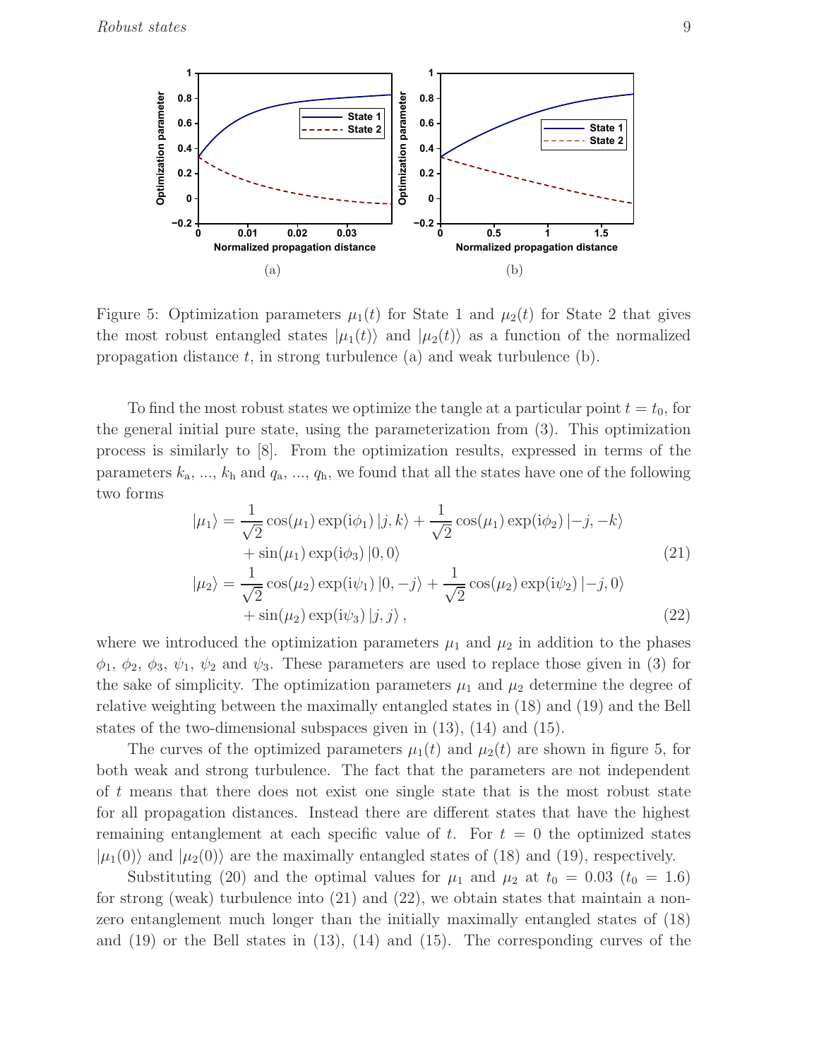Figure 5: Optimization parameters $\mu_1(t)$ for State 1 and $\mu_2(t)$ for State 2 that gives the most robust entangled states $|\mu_1(t)\rangle$ and $|\mu_2(t)\rangle$ as a function of the normalized propagation distance $t$, in strong turbulence (a) and weak turbulence (b).

To find the most robust states we optimize the tangle at a particular point $t = t_0$, for the general initial pure state, using the parameterization from (3). This optimization process is similarly to [8]. From the optimization results, expressed in terms of the parameters $k_{\rm a}$, ..., $k_{\rm h}$ and $q_{\rm a}$, ..., $q_{\rm h}$, we found that all the states have one of the following two forms

$$
\begin{aligned}
|\mu_1\rangle &= \frac{1}{\sqrt{2}}\cos(\mu_1)\exp(\mathrm{i}\phi_1)\,|j,k\rangle + \frac{1}{\sqrt{2}}\cos(\mu_1)\exp(\mathrm{i}\phi_2)\,|-j,-k\rangle \\
&\quad + \sin(\mu_1)\exp(\mathrm{i}\phi_3)\,|0,0\rangle \qquad (21)\\
|\mu_2\rangle &= \frac{1}{\sqrt{2}}\cos(\mu_2)\exp(\mathrm{i}\psi_1)\,|0,-j\rangle + \frac{1}{\sqrt{2}}\cos(\mu_2)\exp(\mathrm{i}\psi_2)\,|-j,0\rangle \\
&\quad + \sin(\mu_2)\exp(\mathrm{i}\psi_3)\,|j,j\rangle\,, \qquad (22)
\end{aligned}
$$

where we introduced the optimization parameters $\mu_1$ and $\mu_2$ in addition to the phases $\phi_1$, $\phi_2$, $\phi_3$, $\psi_1$, $\psi_2$ and $\psi_3$. These parameters are used to replace those given in (3) for the sake of simplicity. The optimization parameters $\mu_1$ and $\mu_2$ determine the degree of relative weighting between the maximally entangled states in (18) and (19) and the Bell states of the two-dimensional subspaces given in (13), (14) and (15).

The curves of the optimized parameters $\mu_1(t)$ and $\mu_2(t)$ are shown in figure 5, for both weak and strong turbulence. The fact that the parameters are not independent of $t$ means that there does not exist one single state that is the most robust state for all propagation distances. Instead there are different states that have the highest remaining entanglement at each specific value of $t$. For $t = 0$ the optimized states $|\mu_1(0)\rangle$ and $|\mu_2(0)\rangle$ are the maximally entangled states of (18) and (19), respectively.

Substituting (20) and the optimal values for $\mu_1$ and $\mu_2$ at $t_0 = 0.03$ ($t_0 = 1.6$) for strong (weak) turbulence into (21) and (22), we obtain states that maintain a non-zero entanglement much longer than the initially maximally entangled states of (18) and (19) or the Bell states in (13), (14) and (15). The corresponding curves of the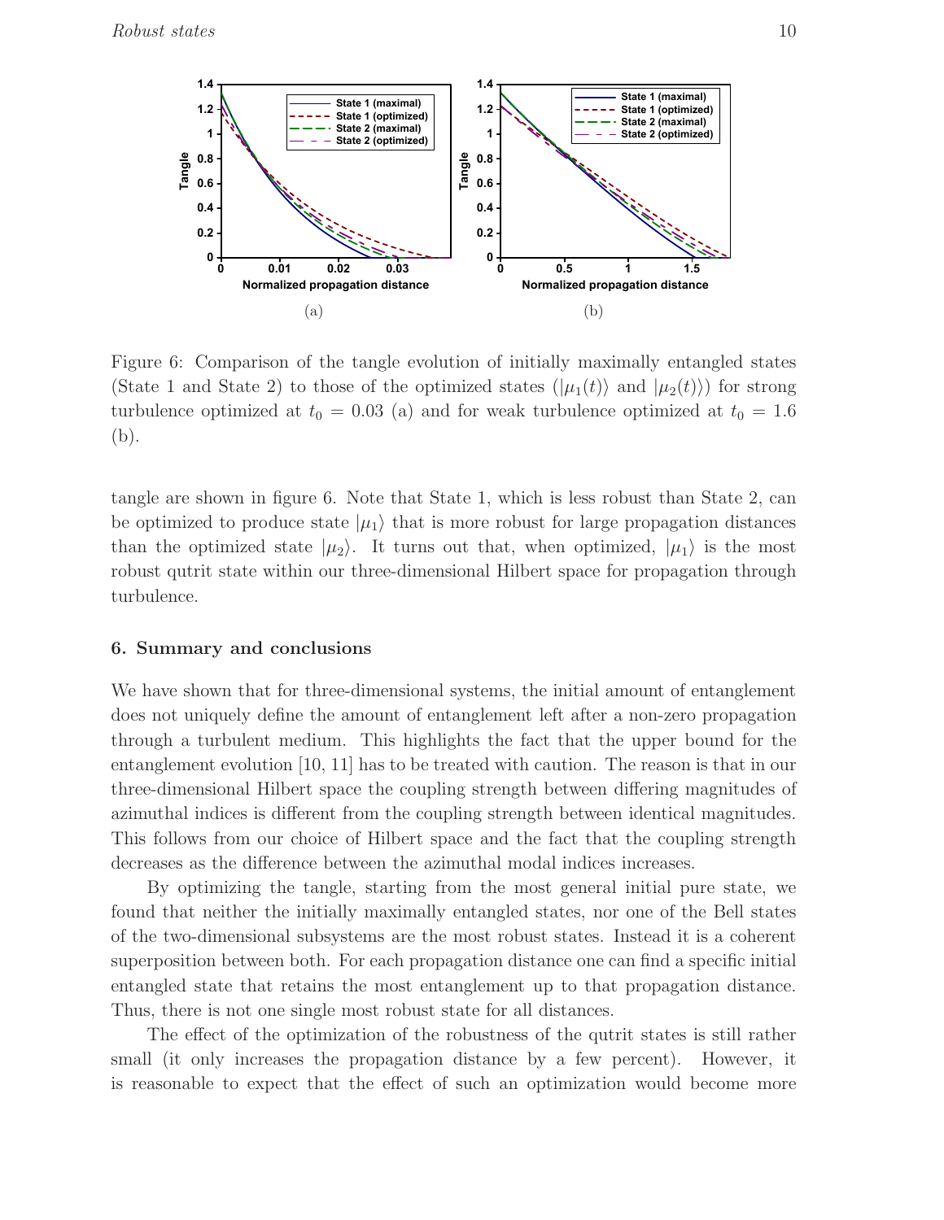Figure 6: Comparison of the tangle evolution of initially maximally entangled states (State 1 and State 2) to those of the optimized states ($|\mu_1(t)\rangle$ and $|\mu_2(t)\rangle$) for strong turbulence optimized at $t_0 = 0.03$ (a) and for weak turbulence optimized at $t_0 = 1.6$ (b).

tangle are shown in figure 6. Note that State 1, which is less robust than State 2, can be optimized to produce state $|\mu_1\rangle$ that is more robust for large propagation distances than the optimized state $|\mu_2\rangle$. It turns out that, when optimized, $|\mu_1\rangle$ is the most robust qutrit state within our three-dimensional Hilbert space for propagation through turbulence.

## 6. Summary and conclusions

We have shown that for three-dimensional systems, the initial amount of entanglement does not uniquely define the amount of entanglement left after a non-zero propagation through a turbulent medium. This highlights the fact that the upper bound for the entanglement evolution [10, 11] has to be treated with caution. The reason is that in our three-dimensional Hilbert space the coupling strength between differing magnitudes of azimuthal indices is different from the coupling strength between identical magnitudes. This follows from our choice of Hilbert space and the fact that the coupling strength decreases as the difference between the azimuthal modal indices increases.

By optimizing the tangle, starting from the most general initial pure state, we found that neither the initially maximally entangled states, nor one of the Bell states of the two-dimensional subsystems are the most robust states. Instead it is a coherent superposition between both. For each propagation distance one can find a specific initial entangled state that retains the most entanglement up to that propagation distance. Thus, there is not one single most robust state for all distances.

The effect of the optimization of the robustness of the qutrit states is still rather small (it only increases the propagation distance by a few percent). However, it is reasonable to expect that the effect of such an optimization would become more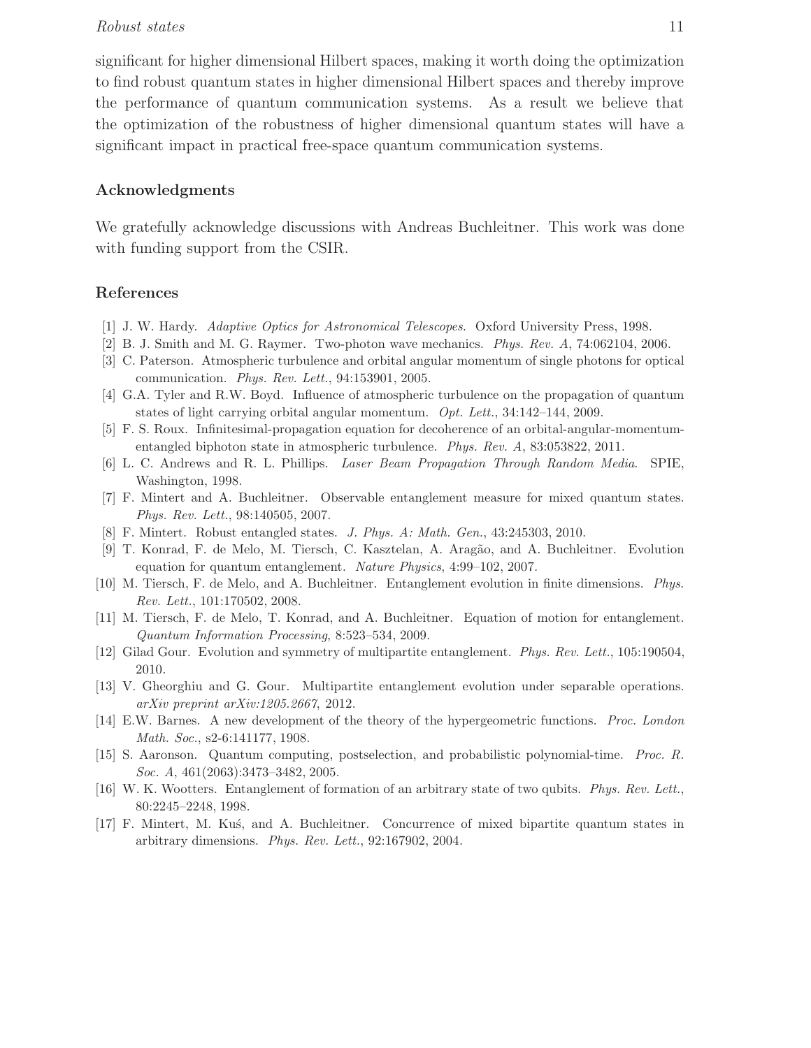significant for higher dimensional Hilbert spaces, making it worth doing the optimization to find robust quantum states in higher dimensional Hilbert spaces and thereby improve the performance of quantum communication systems. As a result we believe that the optimization of the robustness of higher dimensional quantum states will have a significant impact in practical free-space quantum communication systems.

## Acknowledgments

We gratefully acknowledge discussions with Andreas Buchleitner. This work was done with funding support from the CSIR.

## References

[1] J. W. Hardy. *Adaptive Optics for Astronomical Telescopes*. Oxford University Press, 1998.

[2] B. J. Smith and M. G. Raymer. Two-photon wave mechanics. *Phys. Rev. A*, 74:062104, 2006.

[3] C. Paterson. Atmospheric turbulence and orbital angular momentum of single photons for optical communication. *Phys. Rev. Lett.*, 94:153901, 2005.

[4] G.A. Tyler and R.W. Boyd. Influence of atmospheric turbulence on the propagation of quantum states of light carrying orbital angular momentum. *Opt. Lett.*, 34:142–144, 2009.

[5] F. S. Roux. Infinitesimal-propagation equation for decoherence of an orbital-angular-momentum-entangled biphoton state in atmospheric turbulence. *Phys. Rev. A*, 83:053822, 2011.

[6] L. C. Andrews and R. L. Phillips. *Laser Beam Propagation Through Random Media*. SPIE, Washington, 1998.

[7] F. Mintert and A. Buchleitner. Observable entanglement measure for mixed quantum states. *Phys. Rev. Lett.*, 98:140505, 2007.

[8] F. Mintert. Robust entangled states. *J. Phys. A: Math. Gen.*, 43:245303, 2010.

[9] T. Konrad, F. de Melo, M. Tiersch, C. Kasztelan, A. Aragão, and A. Buchleitner. Evolution equation for quantum entanglement. *Nature Physics*, 4:99–102, 2007.

[10] M. Tiersch, F. de Melo, and A. Buchleitner. Entanglement evolution in finite dimensions. *Phys. Rev. Lett.*, 101:170502, 2008.

[11] M. Tiersch, F. de Melo, T. Konrad, and A. Buchleitner. Equation of motion for entanglement. *Quantum Information Processing*, 8:523–534, 2009.

[12] Gilad Gour. Evolution and symmetry of multipartite entanglement. *Phys. Rev. Lett.*, 105:190504, 2010.

[13] V. Gheorghiu and G. Gour. Multipartite entanglement evolution under separable operations. *arXiv preprint arXiv:1205.2667*, 2012.

[14] E.W. Barnes. A new development of the theory of the hypergeometric functions. *Proc. London Math. Soc.*, s2-6:141177, 1908.

[15] S. Aaronson. Quantum computing, postselection, and probabilistic polynomial-time. *Proc. R. Soc. A*, 461(2063):3473–3482, 2005.

[16] W. K. Wootters. Entanglement of formation of an arbitrary state of two qubits. *Phys. Rev. Lett.*, 80:2245–2248, 1998.

[17] F. Mintert, M. Kuś, and A. Buchleitner. Concurrence of mixed bipartite quantum states in arbitrary dimensions. *Phys. Rev. Lett.*, 92:167902, 2004.